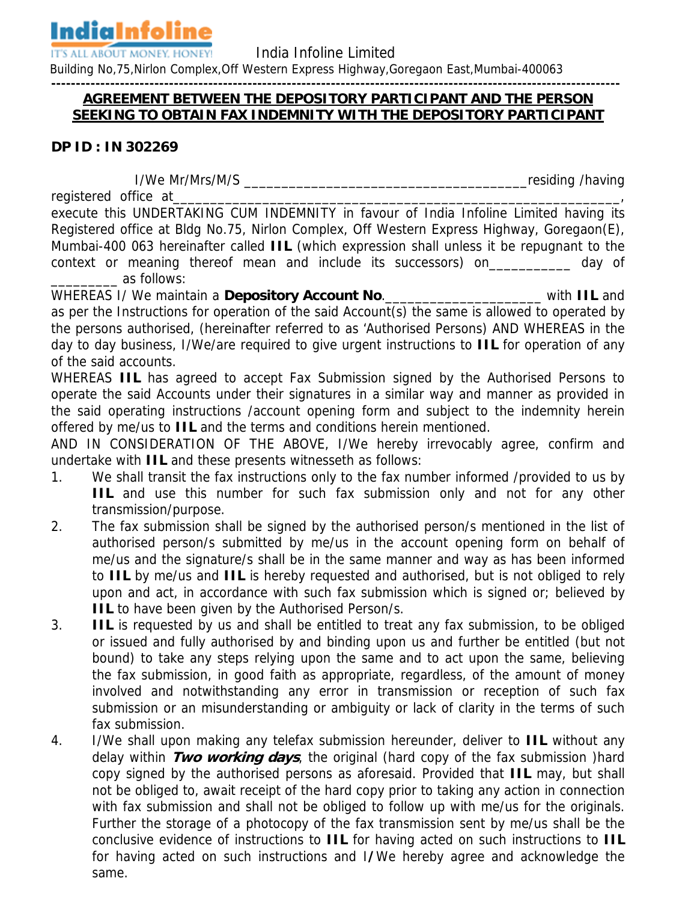**IndiaInfoline**
IT'S ALL ABOUT MONEY, HONEY!

India Infoline Limited

Building No,75,Nirlon Complex,Off Western Express Highway,Goregaon East,Mumbai-400063

---

## AGREEMENT BETWEEN THE DEPOSITORY PARTICIPANT AND THE PERSON SEEKING TO OBTAIN FAX INDEMNITY WITH THE DEPOSITORY PARTICIPANT

**DP ID : IN 302269**

I/We Mr/Mrs/M/S ______________________________________residing /having registered office at___________________________________________________________, execute this UNDERTAKING CUM INDEMNITY in favour of India Infoline Limited having its Registered office at Bldg No.75, Nirlon Complex, Off Western Express Highway, Goregaon(E), Mumbai-400 063 hereinafter called **IIL** (which expression shall unless it be repugnant to the context or meaning thereof mean and include its successors) on__________ day of _________ as follows:

WHEREAS I/ We maintain a **Depository Account No**.____________________ with **IIL** and as per the Instructions for operation of the said Account(s) the same is allowed to operated by the persons authorised, (hereinafter referred to as 'Authorised Persons) AND WHEREAS in the day to day business, I/We/are required to give urgent instructions to **IIL** for operation of any of the said accounts.

WHEREAS **IIL** has agreed to accept Fax Submission signed by the Authorised Persons to operate the said Accounts under their signatures in a similar way and manner as provided in the said operating instructions /account opening form and subject to the indemnity herein offered by me/us to **IIL** and the terms and conditions herein mentioned.

AND IN CONSIDERATION OF THE ABOVE, I/We hereby irrevocably agree, confirm and undertake with **IIL** and these presents witnesseth as follows:

1. We shall transit the fax instructions only to the fax number informed /provided to us by **IIL** and use this number for such fax submission only and not for any other transmission/purpose.
2. The fax submission shall be signed by the authorised person/s mentioned in the list of authorised person/s submitted by me/us in the account opening form on behalf of me/us and the signature/s shall be in the same manner and way as has been informed to **IIL** by me/us and **IIL** is hereby requested and authorised, but is not obliged to rely upon and act, in accordance with such fax submission which is signed or; believed by **IIL** to have been given by the Authorised Person/s.
3. **IIL** is requested by us and shall be entitled to treat any fax submission, to be obliged or issued and fully authorised by and binding upon us and further be entitled (but not bound) to take any steps relying upon the same and to act upon the same, believing the fax submission, in good faith as appropriate, regardless, of the amount of money involved and notwithstanding any error in transmission or reception of such fax submission or an misunderstanding or ambiguity or lack of clarity in the terms of such fax submission.
4. I/We shall upon making any telefax submission hereunder, deliver to **IIL** without any delay within ***Two working days***, the original (hard copy of the fax submission )hard copy signed by the authorised persons as aforesaid. Provided that **IIL** may, but shall not be obliged to, await receipt of the hard copy prior to taking any action in connection with fax submission and shall not be obliged to follow up with me/us for the originals. Further the storage of a photocopy of the fax transmission sent by me/us shall be the conclusive evidence of instructions to **IIL** for having acted on such instructions to **IIL** for having acted on such instructions and I/We hereby agree and acknowledge the same.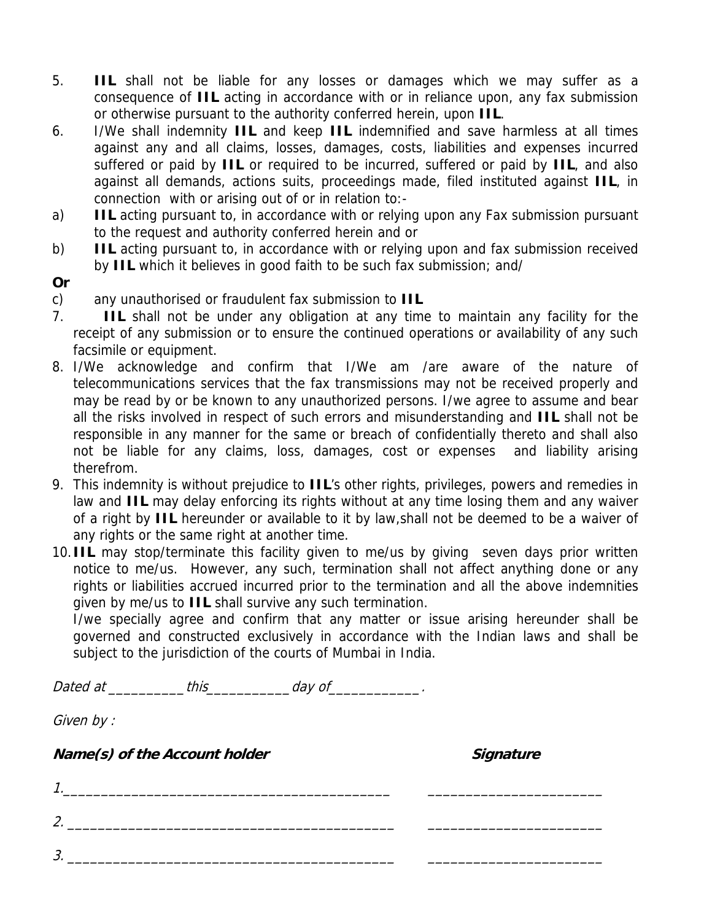5. **IIL** shall not be liable for any losses or damages which we may suffer as a consequence of **IIL** acting in accordance with or in reliance upon, any fax submission or otherwise pursuant to the authority conferred herein, upon **IIL**.
6. I/We shall indemnity **IIL** and keep **IIL** indemnified and save harmless at all times against any and all claims, losses, damages, costs, liabilities and expenses incurred suffered or paid by **IIL** or required to be incurred, suffered or paid by **IIL**, and also against all demands, actions suits, proceedings made, filed instituted against **IIL**, in connection with or arising out of or in relation to:-

a) **IIL** acting pursuant to, in accordance with or relying upon any Fax submission pursuant to the request and authority conferred herein and or

b) **IIL** acting pursuant to, in accordance with or relying upon and fax submission received by **IIL** which it believes in good faith to be such fax submission; and/

**Or**

c) any unauthorised or fraudulent fax submission to **IIL**

7. **IIL** shall not be under any obligation at any time to maintain any facility for the receipt of any submission or to ensure the continued operations or availability of any such facsimile or equipment.
8. I/We acknowledge and confirm that I/We am /are aware of the nature of telecommunications services that the fax transmissions may not be received properly and may be read by or be known to any unauthorized persons. I/we agree to assume and bear all the risks involved in respect of such errors and misunderstanding and **IIL** shall not be responsible in any manner for the same or breach of confidentially thereto and shall also not be liable for any claims, loss, damages, cost or expenses and liability arising therefrom.
9. This indemnity is without prejudice to **IIL**'s other rights, privileges, powers and remedies in law and **IIL** may delay enforcing its rights without at any time losing them and any waiver of a right by **IIL** hereunder or available to it by law,shall not be deemed to be a waiver of any rights or the same right at another time.
10. **IIL** may stop/terminate this facility given to me/us by giving seven days prior written notice to me/us. However, any such, termination shall not affect anything done or any rights or liabilities accrued incurred prior to the termination and all the above indemnities given by me/us to **IIL** shall survive any such termination.

    I/we specially agree and confirm that any matter or issue arising hereunder shall be governed and constructed exclusively in accordance with the Indian laws and shall be subject to the jurisdiction of the courts of Mumbai in India.

*Dated at ___________ this____________ day of_____________.*

*Given by :*

| ***Name(s) of the Account holder*** | ***Signature*** |
|---|---|
| *1.*_____________________________________________ | ________________________ |
| *2.* _____________________________________________ | ________________________ |
| *3.* _____________________________________________ | ________________________ |